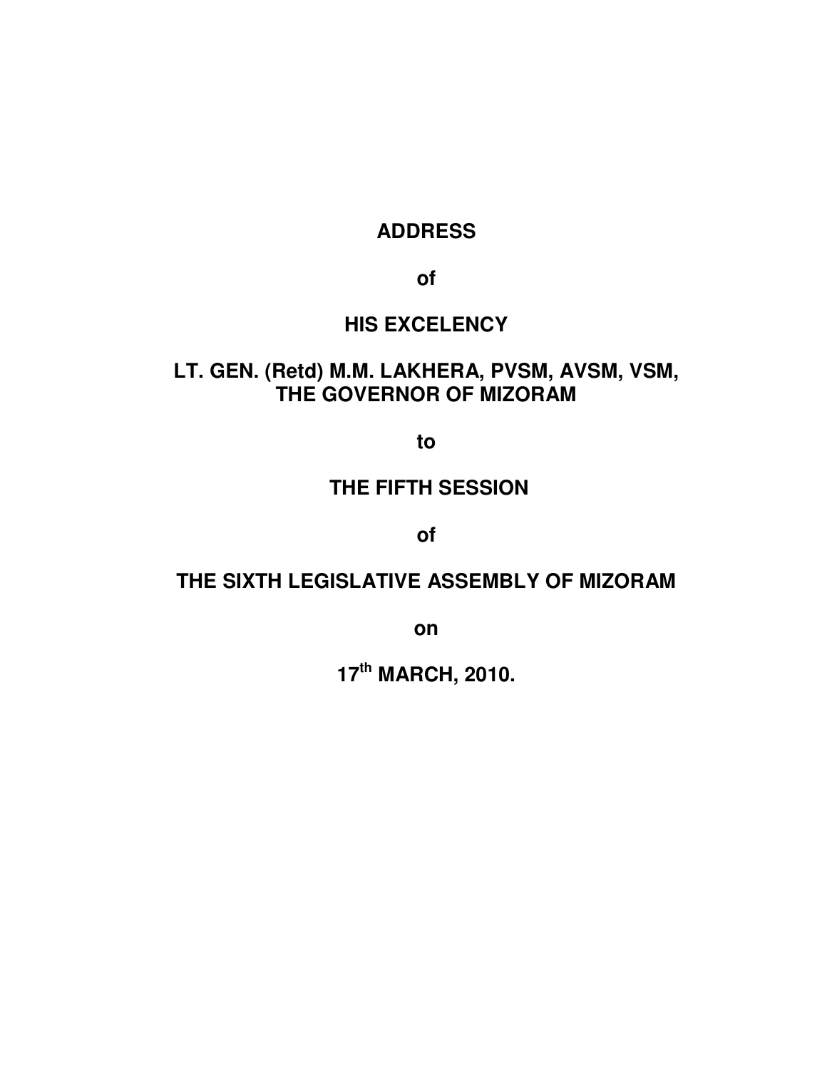# ADDRESS

**of**

**HIS EXCELENCY**

**LT. GEN. (Retd) M.M. LAKHERA, PVSM, AVSM, VSM, THE GOVERNOR OF MIZORAM**

**to**

**THE FIFTH SESSION**

**of**

**THE SIXTH LEGISLATIVE ASSEMBLY OF MIZORAM**

**on**

**17th MARCH, 2010.**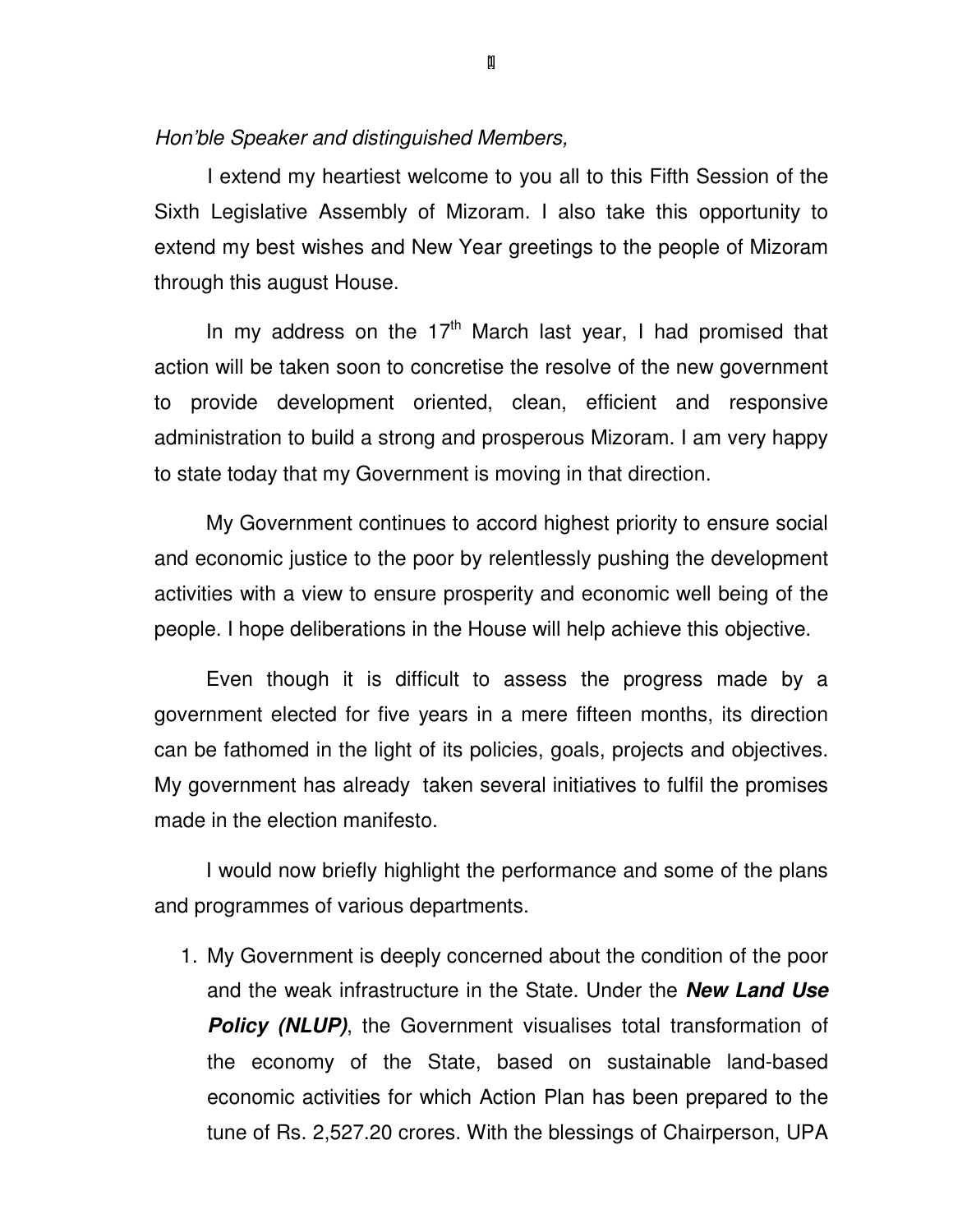*Hon'ble Speaker and distinguished Members,*

I extend my heartiest welcome to you all to this Fifth Session of the Sixth Legislative Assembly of Mizoram. I also take this opportunity to extend my best wishes and New Year greetings to the people of Mizoram through this august House.

In my address on the 17th March last year, I had promised that action will be taken soon to concretise the resolve of the new government to provide development oriented, clean, efficient and responsive administration to build a strong and prosperous Mizoram. I am very happy to state today that my Government is moving in that direction.

My Government continues to accord highest priority to ensure social and economic justice to the poor by relentlessly pushing the development activities with a view to ensure prosperity and economic well being of the people. I hope deliberations in the House will help achieve this objective.

Even though it is difficult to assess the progress made by a government elected for five years in a mere fifteen months, its direction can be fathomed in the light of its policies, goals, projects and objectives. My government has already taken several initiatives to fulfil the promises made in the election manifesto.

I would now briefly highlight the performance and some of the plans and programmes of various departments.

1. My Government is deeply concerned about the condition of the poor and the weak infrastructure in the State. Under the ***New Land Use Policy (NLUP)***, the Government visualises total transformation of the economy of the State, based on sustainable land-based economic activities for which Action Plan has been prepared to the tune of Rs. 2,527.20 crores. With the blessings of Chairperson, UPA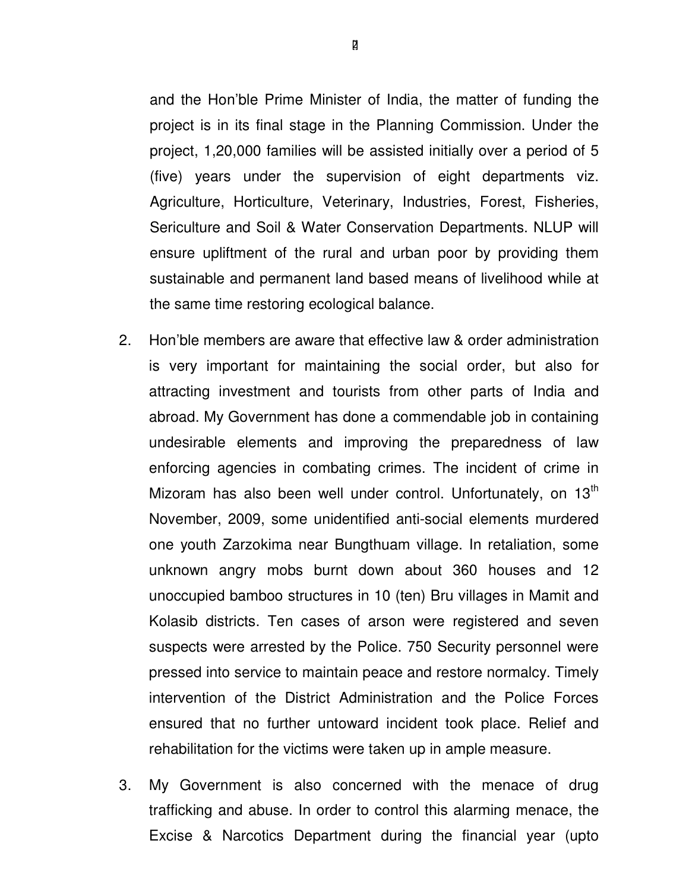and the Hon'ble Prime Minister of India, the matter of funding the project is in its final stage in the Planning Commission. Under the project, 1,20,000 families will be assisted initially over a period of 5 (five) years under the supervision of eight departments viz. Agriculture, Horticulture, Veterinary, Industries, Forest, Fisheries, Sericulture and Soil & Water Conservation Departments. NLUP will ensure upliftment of the rural and urban poor by providing them sustainable and permanent land based means of livelihood while at the same time restoring ecological balance.

2. Hon'ble members are aware that effective law & order administration is very important for maintaining the social order, but also for attracting investment and tourists from other parts of India and abroad. My Government has done a commendable job in containing undesirable elements and improving the preparedness of law enforcing agencies in combating crimes. The incident of crime in Mizoram has also been well under control. Unfortunately, on 13th November, 2009, some unidentified anti-social elements murdered one youth Zarzokima near Bungthuam village. In retaliation, some unknown angry mobs burnt down about 360 houses and 12 unoccupied bamboo structures in 10 (ten) Bru villages in Mamit and Kolasib districts. Ten cases of arson were registered and seven suspects were arrested by the Police. 750 Security personnel were pressed into service to maintain peace and restore normalcy. Timely intervention of the District Administration and the Police Forces ensured that no further untoward incident took place. Relief and rehabilitation for the victims were taken up in ample measure.

3. My Government is also concerned with the menace of drug trafficking and abuse. In order to control this alarming menace, the Excise & Narcotics Department during the financial year (upto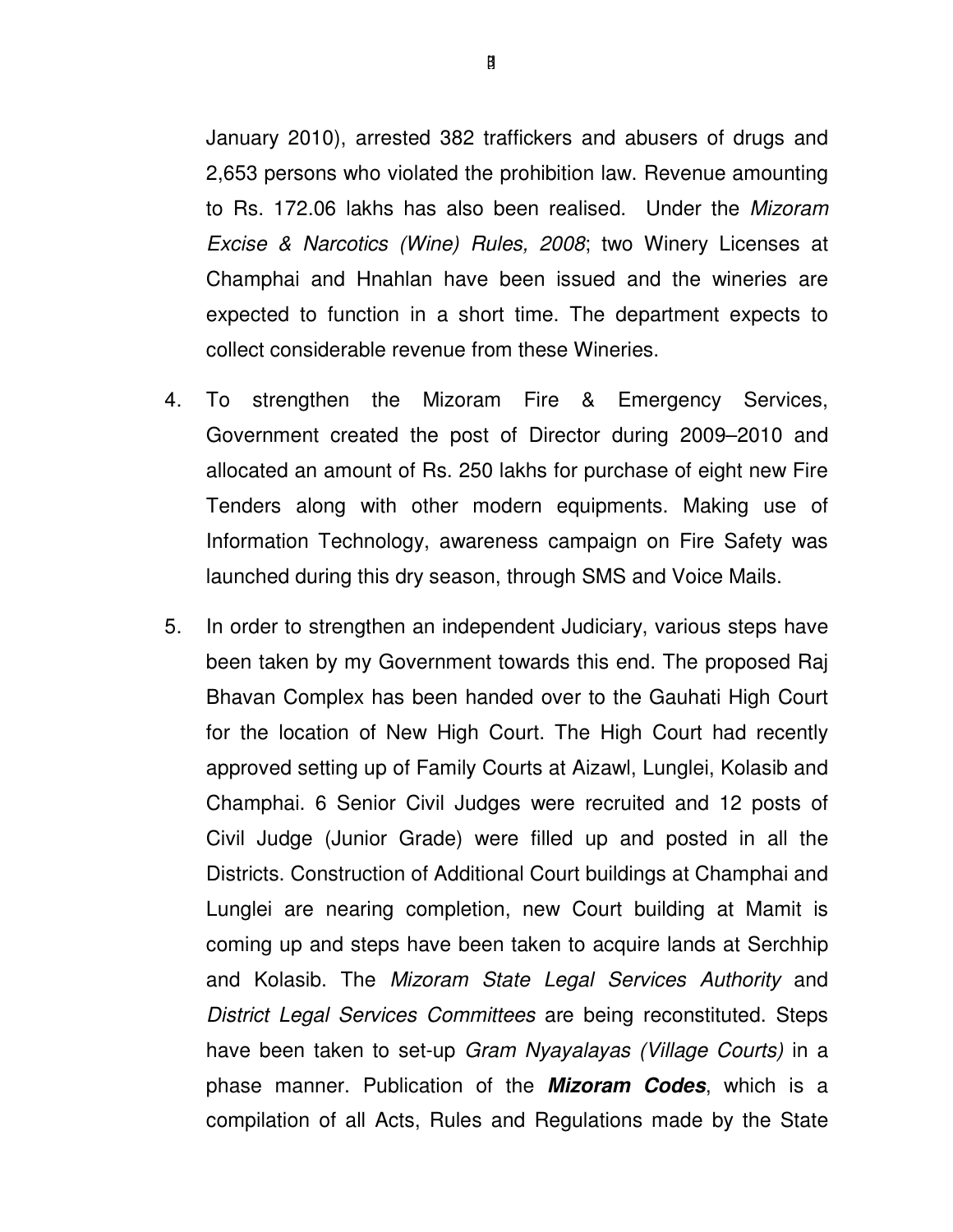January 2010), arrested 382 traffickers and abusers of drugs and 2,653 persons who violated the prohibition law. Revenue amounting to Rs. 172.06 lakhs has also been realised. Under the *Mizoram Excise & Narcotics (Wine) Rules, 2008*; two Winery Licenses at Champhai and Hnahlan have been issued and the wineries are expected to function in a short time. The department expects to collect considerable revenue from these Wineries.

4. To strengthen the Mizoram Fire & Emergency Services, Government created the post of Director during 2009–2010 and allocated an amount of Rs. 250 lakhs for purchase of eight new Fire Tenders along with other modern equipments. Making use of Information Technology, awareness campaign on Fire Safety was launched during this dry season, through SMS and Voice Mails.

5. In order to strengthen an independent Judiciary, various steps have been taken by my Government towards this end. The proposed Raj Bhavan Complex has been handed over to the Gauhati High Court for the location of New High Court. The High Court had recently approved setting up of Family Courts at Aizawl, Lunglei, Kolasib and Champhai. 6 Senior Civil Judges were recruited and 12 posts of Civil Judge (Junior Grade) were filled up and posted in all the Districts. Construction of Additional Court buildings at Champhai and Lunglei are nearing completion, new Court building at Mamit is coming up and steps have been taken to acquire lands at Serchhip and Kolasib. The *Mizoram State Legal Services Authority* and *District Legal Services Committees* are being reconstituted. Steps have been taken to set-up *Gram Nyayalayas (Village Courts)* in a phase manner. Publication of the ***Mizoram Codes***, which is a compilation of all Acts, Rules and Regulations made by the State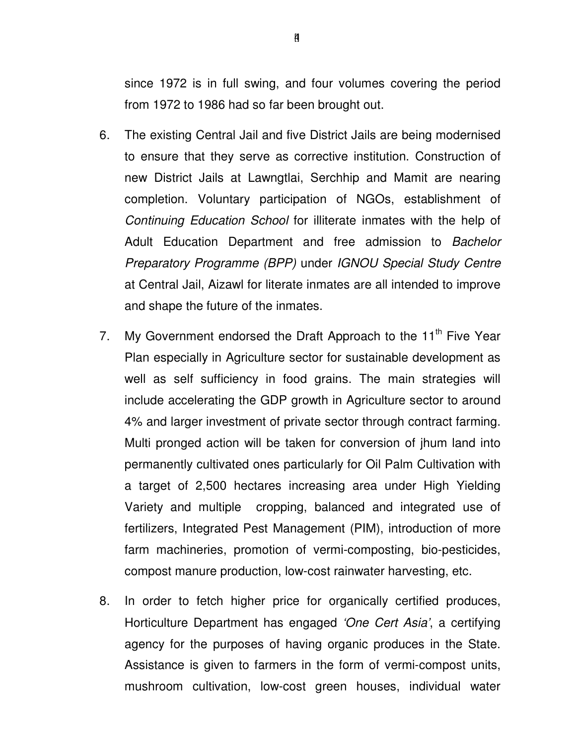since 1972 is in full swing, and four volumes covering the period from 1972 to 1986 had so far been brought out.

6. The existing Central Jail and five District Jails are being modernised to ensure that they serve as corrective institution. Construction of new District Jails at Lawngtlai, Serchhip and Mamit are nearing completion. Voluntary participation of NGOs, establishment of *Continuing Education School* for illiterate inmates with the help of Adult Education Department and free admission to *Bachelor Preparatory Programme (BPP)* under *IGNOU Special Study Centre* at Central Jail, Aizawl for literate inmates are all intended to improve and shape the future of the inmates.

7. My Government endorsed the Draft Approach to the 11th Five Year Plan especially in Agriculture sector for sustainable development as well as self sufficiency in food grains. The main strategies will include accelerating the GDP growth in Agriculture sector to around 4% and larger investment of private sector through contract farming. Multi pronged action will be taken for conversion of jhum land into permanently cultivated ones particularly for Oil Palm Cultivation with a target of 2,500 hectares increasing area under High Yielding Variety and multiple cropping, balanced and integrated use of fertilizers, Integrated Pest Management (PIM), introduction of more farm machineries, promotion of vermi-composting, bio-pesticides, compost manure production, low-cost rainwater harvesting, etc.

8. In order to fetch higher price for organically certified produces, Horticulture Department has engaged *'One Cert Asia'*, a certifying agency for the purposes of having organic produces in the State. Assistance is given to farmers in the form of vermi-compost units, mushroom cultivation, low-cost green houses, individual water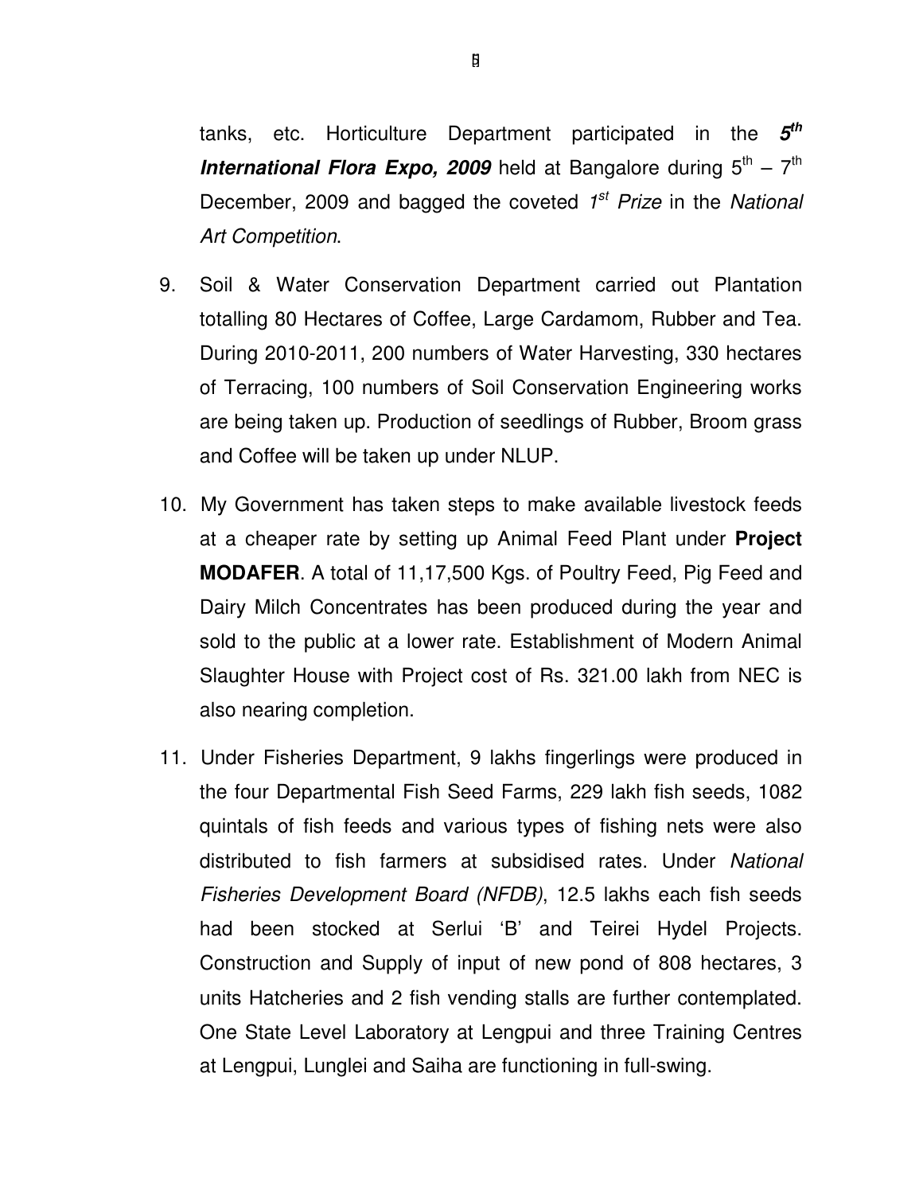tanks, etc. Horticulture Department participated in the ***5th International Flora Expo, 2009*** held at Bangalore during 5th – 7th December, 2009 and bagged the coveted *1st Prize* in the *National Art Competition*.

9. Soil & Water Conservation Department carried out Plantation totalling 80 Hectares of Coffee, Large Cardamom, Rubber and Tea. During 2010-2011, 200 numbers of Water Harvesting, 330 hectares of Terracing, 100 numbers of Soil Conservation Engineering works are being taken up. Production of seedlings of Rubber, Broom grass and Coffee will be taken up under NLUP.

10. My Government has taken steps to make available livestock feeds at a cheaper rate by setting up Animal Feed Plant under **Project MODAFER**. A total of 11,17,500 Kgs. of Poultry Feed, Pig Feed and Dairy Milch Concentrates has been produced during the year and sold to the public at a lower rate. Establishment of Modern Animal Slaughter House with Project cost of Rs. 321.00 lakh from NEC is also nearing completion.

11. Under Fisheries Department, 9 lakhs fingerlings were produced in the four Departmental Fish Seed Farms, 229 lakh fish seeds, 1082 quintals of fish feeds and various types of fishing nets were also distributed to fish farmers at subsidised rates. Under *National Fisheries Development Board (NFDB)*, 12.5 lakhs each fish seeds had been stocked at Serlui 'B' and Teirei Hydel Projects. Construction and Supply of input of new pond of 808 hectares, 3 units Hatcheries and 2 fish vending stalls are further contemplated. One State Level Laboratory at Lengpui and three Training Centres at Lengpui, Lunglei and Saiha are functioning in full-swing.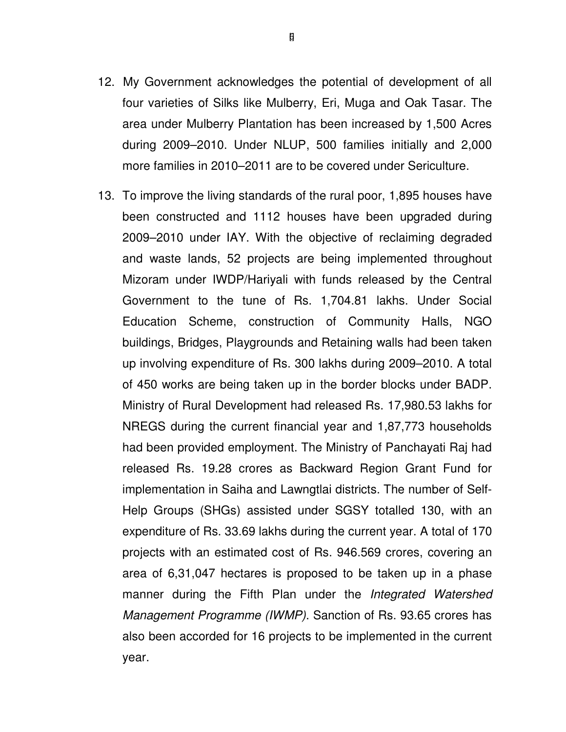12. My Government acknowledges the potential of development of all four varieties of Silks like Mulberry, Eri, Muga and Oak Tasar. The area under Mulberry Plantation has been increased by 1,500 Acres during 2009–2010. Under NLUP, 500 families initially and 2,000 more families in 2010–2011 are to be covered under Sericulture.

13. To improve the living standards of the rural poor, 1,895 houses have been constructed and 1112 houses have been upgraded during 2009–2010 under IAY. With the objective of reclaiming degraded and waste lands, 52 projects are being implemented throughout Mizoram under IWDP/Hariyali with funds released by the Central Government to the tune of Rs. 1,704.81 lakhs. Under Social Education Scheme, construction of Community Halls, NGO buildings, Bridges, Playgrounds and Retaining walls had been taken up involving expenditure of Rs. 300 lakhs during 2009–2010. A total of 450 works are being taken up in the border blocks under BADP. Ministry of Rural Development had released Rs. 17,980.53 lakhs for NREGS during the current financial year and 1,87,773 households had been provided employment. The Ministry of Panchayati Raj had released Rs. 19.28 crores as Backward Region Grant Fund for implementation in Saiha and Lawngtlai districts. The number of Self-Help Groups (SHGs) assisted under SGSY totalled 130, with an expenditure of Rs. 33.69 lakhs during the current year. A total of 170 projects with an estimated cost of Rs. 946.569 crores, covering an area of 6,31,047 hectares is proposed to be taken up in a phase manner during the Fifth Plan under the *Integrated Watershed Management Programme (IWMP)*. Sanction of Rs. 93.65 crores has also been accorded for 16 projects to be implemented in the current year.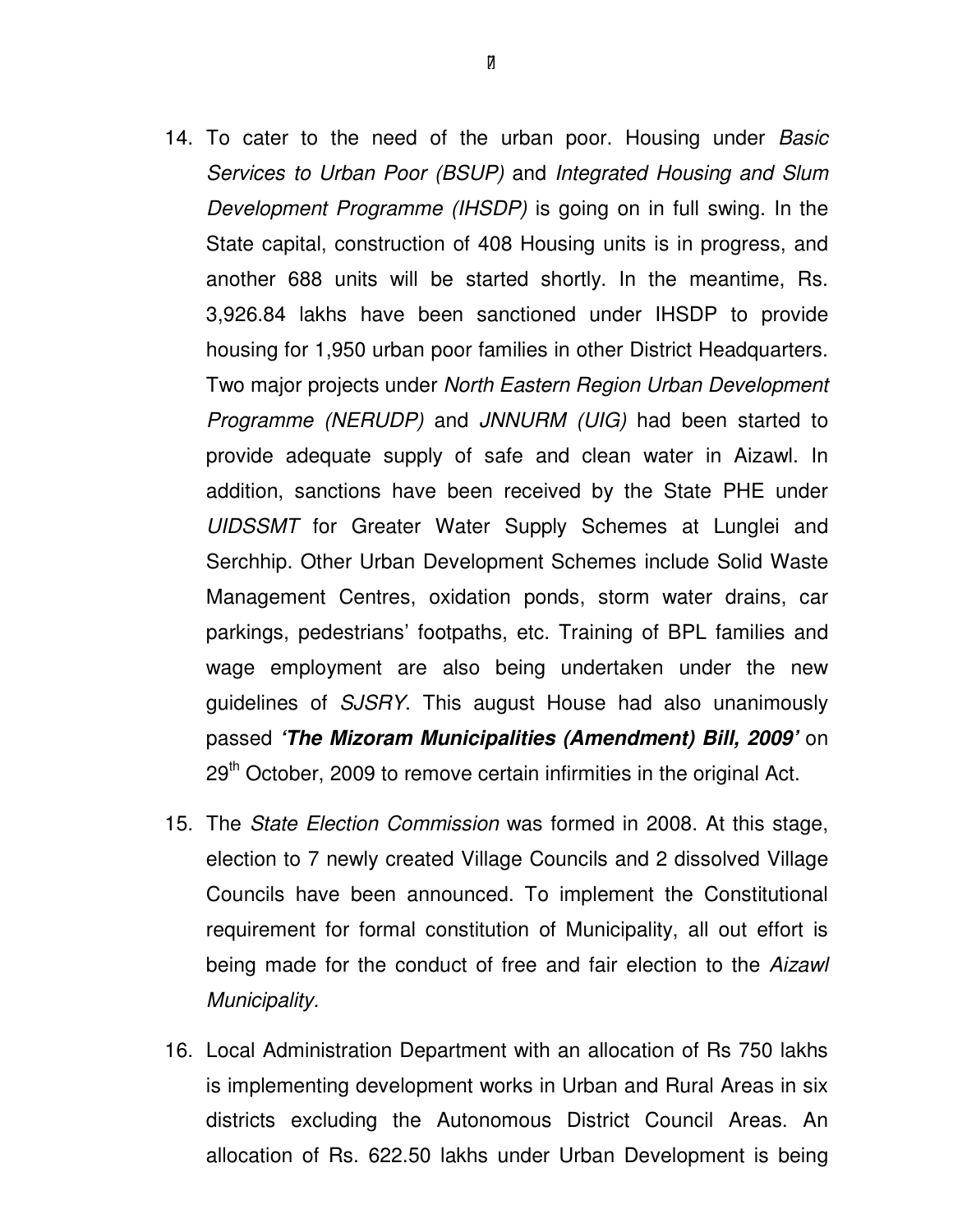14. To cater to the need of the urban poor. Housing under *Basic Services to Urban Poor (BSUP)* and *Integrated Housing and Slum Development Programme (IHSDP)* is going on in full swing. In the State capital, construction of 408 Housing units is in progress, and another 688 units will be started shortly. In the meantime, Rs. 3,926.84 lakhs have been sanctioned under IHSDP to provide housing for 1,950 urban poor families in other District Headquarters. Two major projects under *North Eastern Region Urban Development Programme (NERUDP)* and *JNNURM (UIG)* had been started to provide adequate supply of safe and clean water in Aizawl. In addition, sanctions have been received by the State PHE under *UIDSSMT* for Greater Water Supply Schemes at Lunglei and Serchhip. Other Urban Development Schemes include Solid Waste Management Centres, oxidation ponds, storm water drains, car parkings, pedestrians' footpaths, etc. Training of BPL families and wage employment are also being undertaken under the new guidelines of *SJSRY*. This august House had also unanimously passed ***'The Mizoram Municipalities (Amendment) Bill, 2009'*** on 29th October, 2009 to remove certain infirmities in the original Act.

15. The *State Election Commission* was formed in 2008. At this stage, election to 7 newly created Village Councils and 2 dissolved Village Councils have been announced. To implement the Constitutional requirement for formal constitution of Municipality, all out effort is being made for the conduct of free and fair election to the *Aizawl Municipality.*

16. Local Administration Department with an allocation of Rs 750 lakhs is implementing development works in Urban and Rural Areas in six districts excluding the Autonomous District Council Areas. An allocation of Rs. 622.50 lakhs under Urban Development is being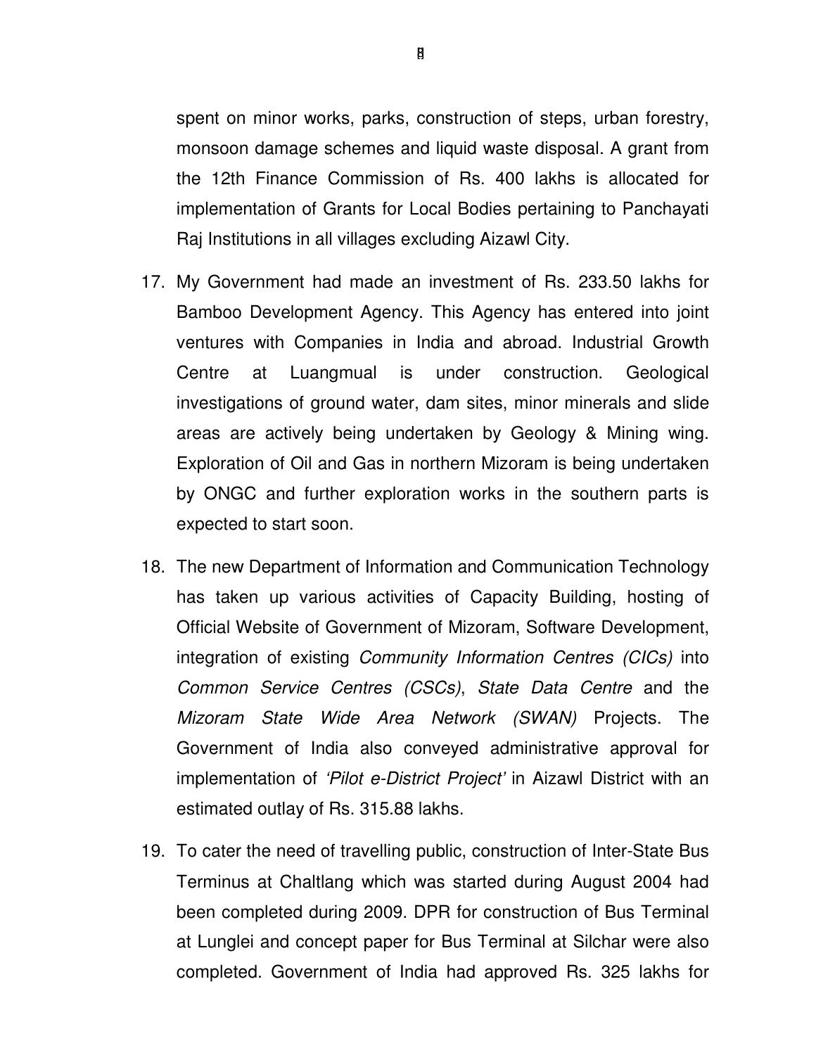spent on minor works, parks, construction of steps, urban forestry, monsoon damage schemes and liquid waste disposal. A grant from the 12th Finance Commission of Rs. 400 lakhs is allocated for implementation of Grants for Local Bodies pertaining to Panchayati Raj Institutions in all villages excluding Aizawl City.

17. My Government had made an investment of Rs. 233.50 lakhs for Bamboo Development Agency. This Agency has entered into joint ventures with Companies in India and abroad. Industrial Growth Centre at Luangmual is under construction. Geological investigations of ground water, dam sites, minor minerals and slide areas are actively being undertaken by Geology & Mining wing. Exploration of Oil and Gas in northern Mizoram is being undertaken by ONGC and further exploration works in the southern parts is expected to start soon.

18. The new Department of Information and Communication Technology has taken up various activities of Capacity Building, hosting of Official Website of Government of Mizoram, Software Development, integration of existing *Community Information Centres (CICs)* into *Common Service Centres (CSCs)*, *State Data Centre* and the *Mizoram State Wide Area Network (SWAN)* Projects. The Government of India also conveyed administrative approval for implementation of *'Pilot e-District Project'* in Aizawl District with an estimated outlay of Rs. 315.88 lakhs.

19. To cater the need of travelling public, construction of Inter-State Bus Terminus at Chaltlang which was started during August 2004 had been completed during 2009. DPR for construction of Bus Terminal at Lunglei and concept paper for Bus Terminal at Silchar were also completed. Government of India had approved Rs. 325 lakhs for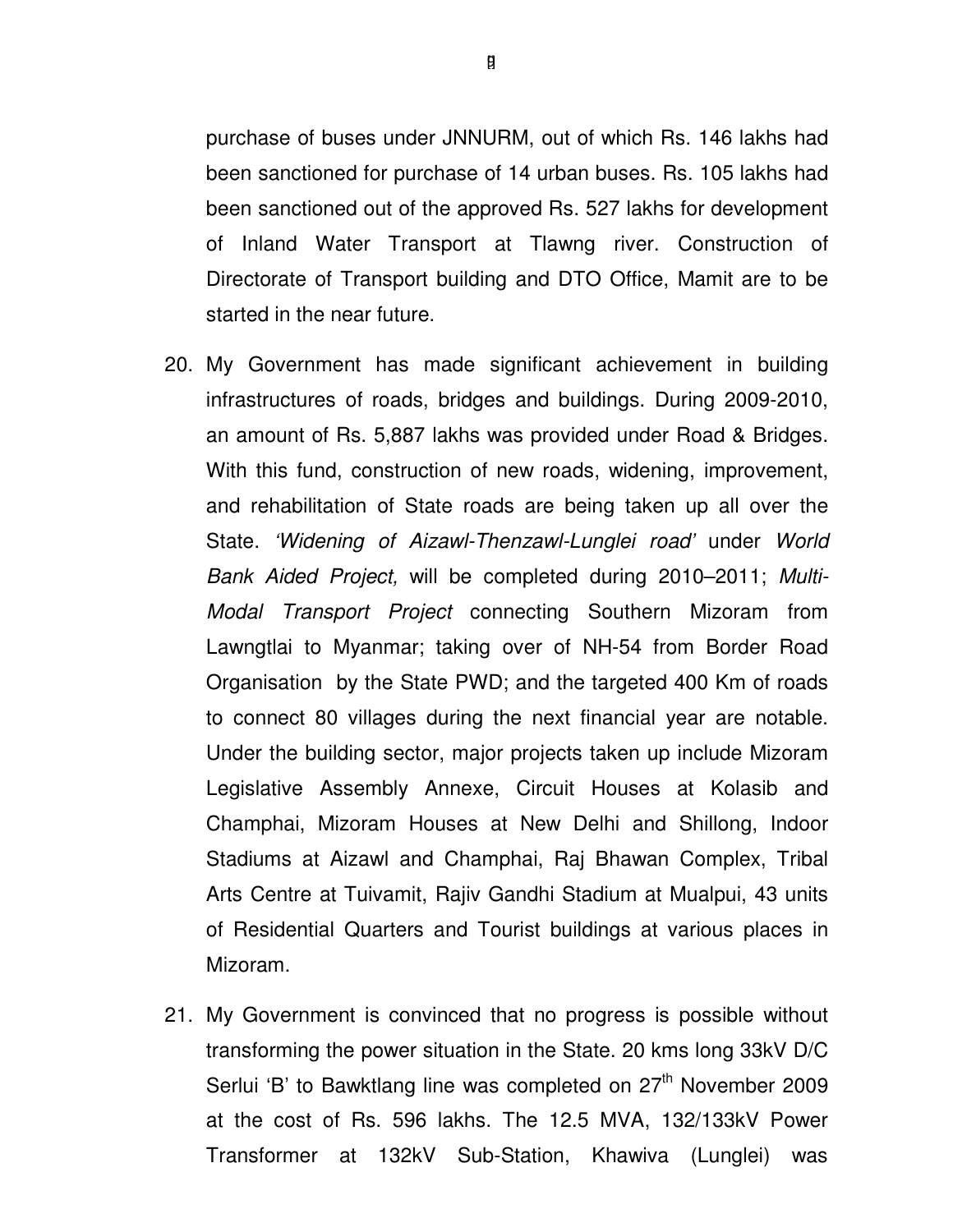purchase of buses under JNNURM, out of which Rs. 146 lakhs had been sanctioned for purchase of 14 urban buses. Rs. 105 lakhs had been sanctioned out of the approved Rs. 527 lakhs for development of Inland Water Transport at Tlawng river. Construction of Directorate of Transport building and DTO Office, Mamit are to be started in the near future.

20. My Government has made significant achievement in building infrastructures of roads, bridges and buildings. During 2009-2010, an amount of Rs. 5,887 lakhs was provided under Road & Bridges. With this fund, construction of new roads, widening, improvement, and rehabilitation of State roads are being taken up all over the State. *'Widening of Aizawl-Thenzawl-Lunglei road'* under *World Bank Aided Project,* will be completed during 2010–2011; *Multi-Modal Transport Project* connecting Southern Mizoram from Lawngtlai to Myanmar; taking over of NH-54 from Border Road Organisation by the State PWD; and the targeted 400 Km of roads to connect 80 villages during the next financial year are notable. Under the building sector, major projects taken up include Mizoram Legislative Assembly Annexe, Circuit Houses at Kolasib and Champhai, Mizoram Houses at New Delhi and Shillong, Indoor Stadiums at Aizawl and Champhai, Raj Bhawan Complex, Tribal Arts Centre at Tuivamit, Rajiv Gandhi Stadium at Mualpui, 43 units of Residential Quarters and Tourist buildings at various places in Mizoram.

21. My Government is convinced that no progress is possible without transforming the power situation in the State. 20 kms long 33kV D/C Serlui 'B' to Bawktlang line was completed on 27th November 2009 at the cost of Rs. 596 lakhs. The 12.5 MVA, 132/133kV Power Transformer at 132kV Sub-Station, Khawiva (Lunglei) was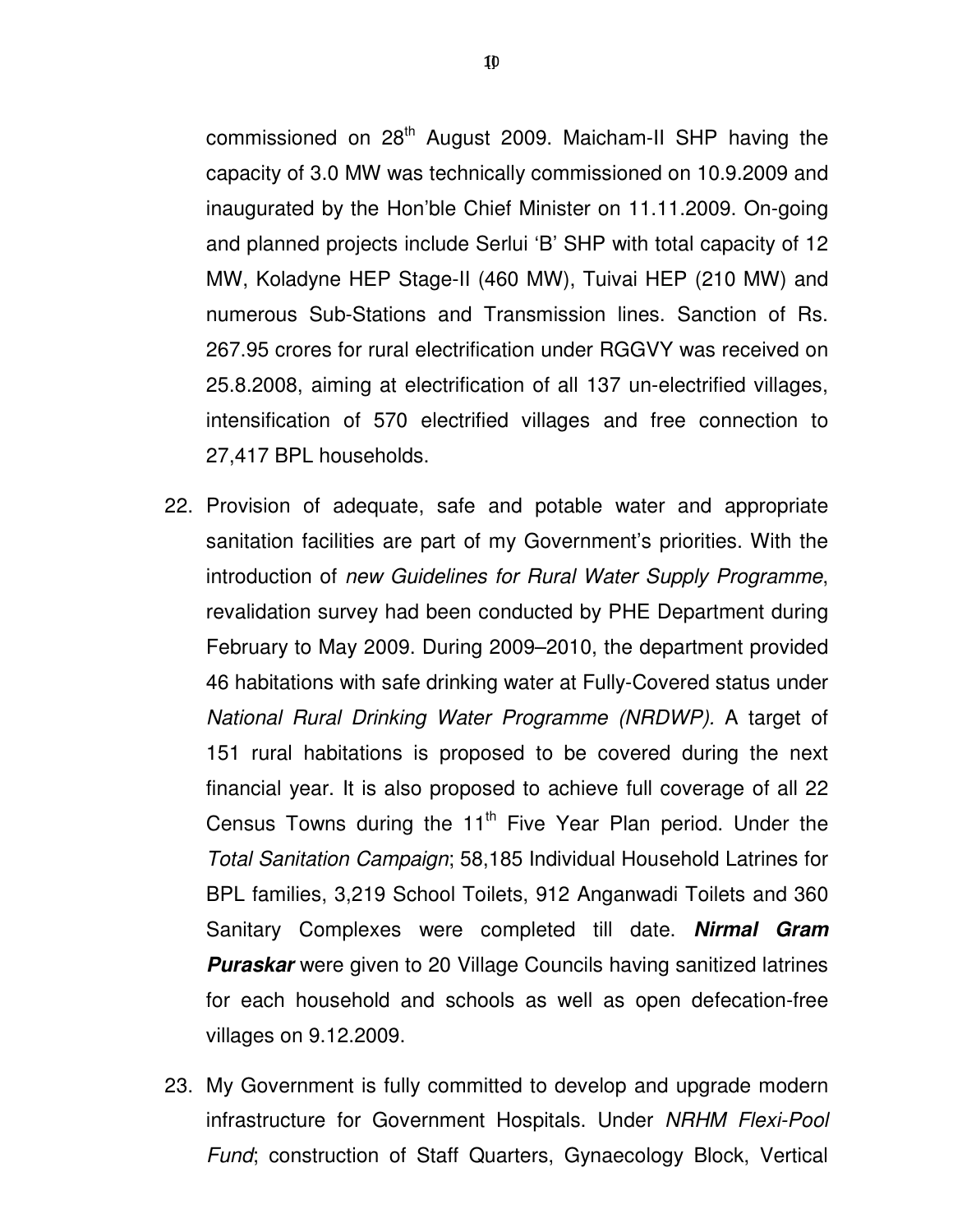commissioned on 28th August 2009. Maicham-II SHP having the capacity of 3.0 MW was technically commissioned on 10.9.2009 and inaugurated by the Hon'ble Chief Minister on 11.11.2009. On-going and planned projects include Serlui 'B' SHP with total capacity of 12 MW, Koladyne HEP Stage-II (460 MW), Tuivai HEP (210 MW) and numerous Sub-Stations and Transmission lines. Sanction of Rs. 267.95 crores for rural electrification under RGGVY was received on 25.8.2008, aiming at electrification of all 137 un-electrified villages, intensification of 570 electrified villages and free connection to 27,417 BPL households.

22. Provision of adequate, safe and potable water and appropriate sanitation facilities are part of my Government's priorities. With the introduction of *new Guidelines for Rural Water Supply Programme*, revalidation survey had been conducted by PHE Department during February to May 2009. During 2009–2010, the department provided 46 habitations with safe drinking water at Fully-Covered status under *National Rural Drinking Water Programme (NRDWP).* A target of 151 rural habitations is proposed to be covered during the next financial year. It is also proposed to achieve full coverage of all 22 Census Towns during the 11th Five Year Plan period. Under the *Total Sanitation Campaign*; 58,185 Individual Household Latrines for BPL families, 3,219 School Toilets, 912 Anganwadi Toilets and 360 Sanitary Complexes were completed till date. ***Nirmal Gram Puraskar*** were given to 20 Village Councils having sanitized latrines for each household and schools as well as open defecation-free villages on 9.12.2009.

23. My Government is fully committed to develop and upgrade modern infrastructure for Government Hospitals. Under *NRHM Flexi-Pool Fund*; construction of Staff Quarters, Gynaecology Block, Vertical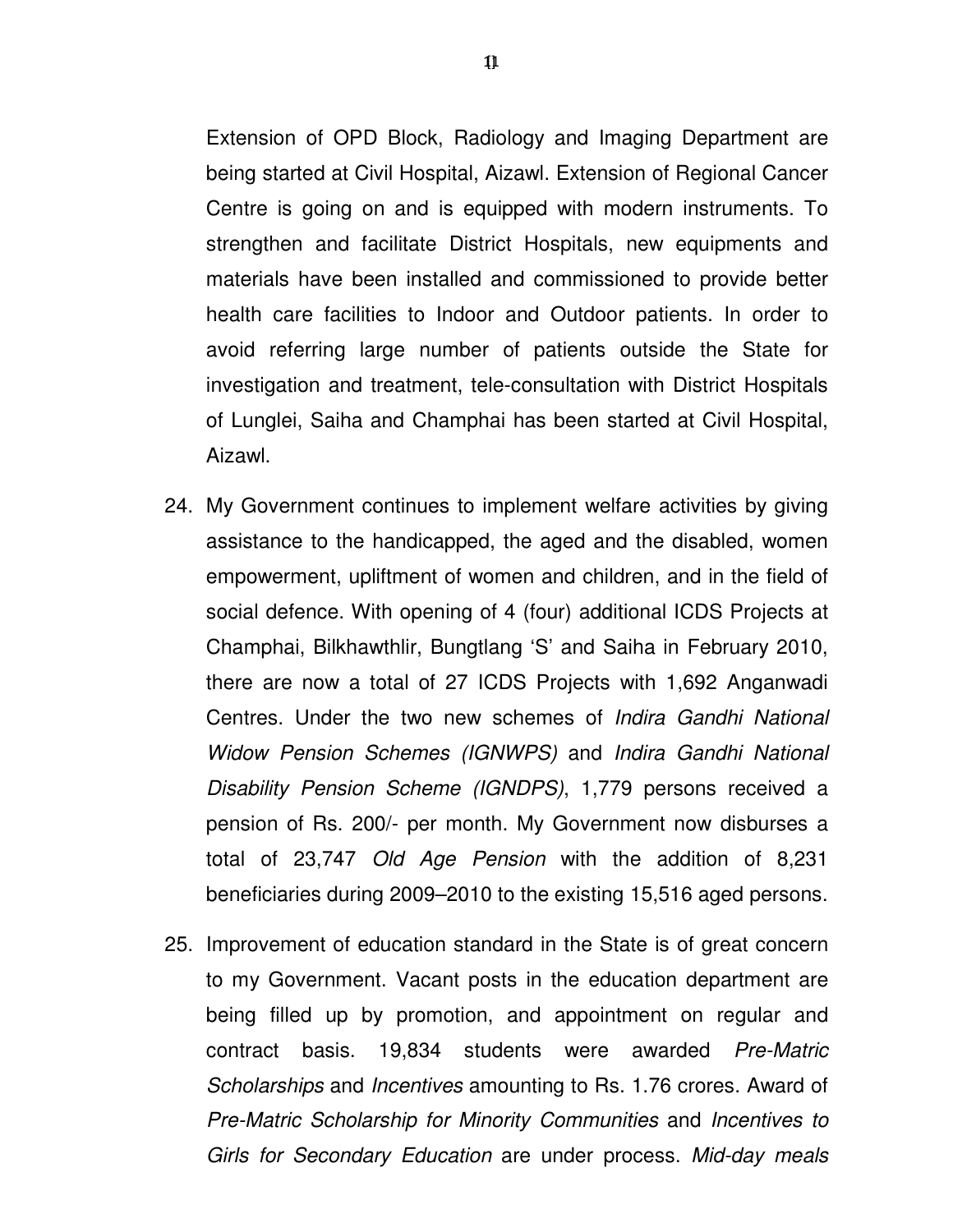Extension of OPD Block, Radiology and Imaging Department are being started at Civil Hospital, Aizawl. Extension of Regional Cancer Centre is going on and is equipped with modern instruments. To strengthen and facilitate District Hospitals, new equipments and materials have been installed and commissioned to provide better health care facilities to Indoor and Outdoor patients. In order to avoid referring large number of patients outside the State for investigation and treatment, tele-consultation with District Hospitals of Lunglei, Saiha and Champhai has been started at Civil Hospital, Aizawl.

24. My Government continues to implement welfare activities by giving assistance to the handicapped, the aged and the disabled, women empowerment, upliftment of women and children, and in the field of social defence. With opening of 4 (four) additional ICDS Projects at Champhai, Bilkhawthlir, Bungtlang 'S' and Saiha in February 2010, there are now a total of 27 ICDS Projects with 1,692 Anganwadi Centres. Under the two new schemes of *Indira Gandhi National Widow Pension Schemes (IGNWPS)* and *Indira Gandhi National Disability Pension Scheme (IGNDPS)*, 1,779 persons received a pension of Rs. 200/- per month. My Government now disburses a total of 23,747 *Old Age Pension* with the addition of 8,231 beneficiaries during 2009–2010 to the existing 15,516 aged persons.

25. Improvement of education standard in the State is of great concern to my Government. Vacant posts in the education department are being filled up by promotion, and appointment on regular and contract basis. 19,834 students were awarded *Pre-Matric Scholarships* and *Incentives* amounting to Rs. 1.76 crores. Award of *Pre-Matric Scholarship for Minority Communities* and *Incentives to Girls for Secondary Education* are under process. *Mid-day meals*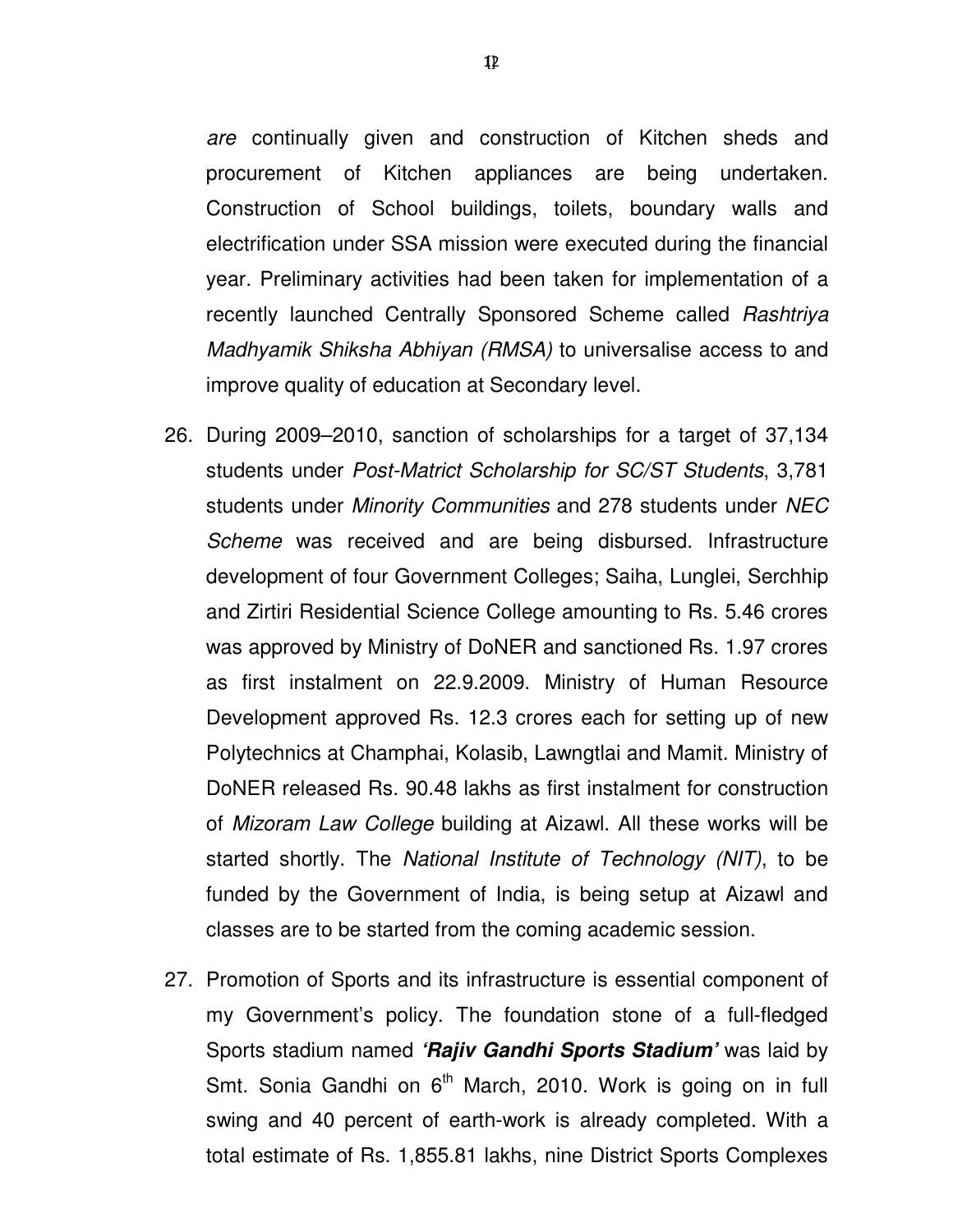*are* continually given and construction of Kitchen sheds and procurement of Kitchen appliances are being undertaken. Construction of School buildings, toilets, boundary walls and electrification under SSA mission were executed during the financial year. Preliminary activities had been taken for implementation of a recently launched Centrally Sponsored Scheme called *Rashtriya Madhyamik Shiksha Abhiyan (RMSA)* to universalise access to and improve quality of education at Secondary level.

26. During 2009–2010, sanction of scholarships for a target of 37,134 students under *Post-Matrict Scholarship for SC/ST Students*, 3,781 students under *Minority Communities* and 278 students under *NEC Scheme* was received and are being disbursed. Infrastructure development of four Government Colleges; Saiha, Lunglei, Serchhip and Zirtiri Residential Science College amounting to Rs. 5.46 crores was approved by Ministry of DoNER and sanctioned Rs. 1.97 crores as first instalment on 22.9.2009. Ministry of Human Resource Development approved Rs. 12.3 crores each for setting up of new Polytechnics at Champhai, Kolasib, Lawngtlai and Mamit. Ministry of DoNER released Rs. 90.48 lakhs as first instalment for construction of *Mizoram Law College* building at Aizawl. All these works will be started shortly. The *National Institute of Technology (NIT)*, to be funded by the Government of India, is being setup at Aizawl and classes are to be started from the coming academic session.

27. Promotion of Sports and its infrastructure is essential component of my Government's policy. The foundation stone of a full-fledged Sports stadium named ***'Rajiv Gandhi Sports Stadium'*** was laid by Smt. Sonia Gandhi on 6th March, 2010. Work is going on in full swing and 40 percent of earth-work is already completed. With a total estimate of Rs. 1,855.81 lakhs, nine District Sports Complexes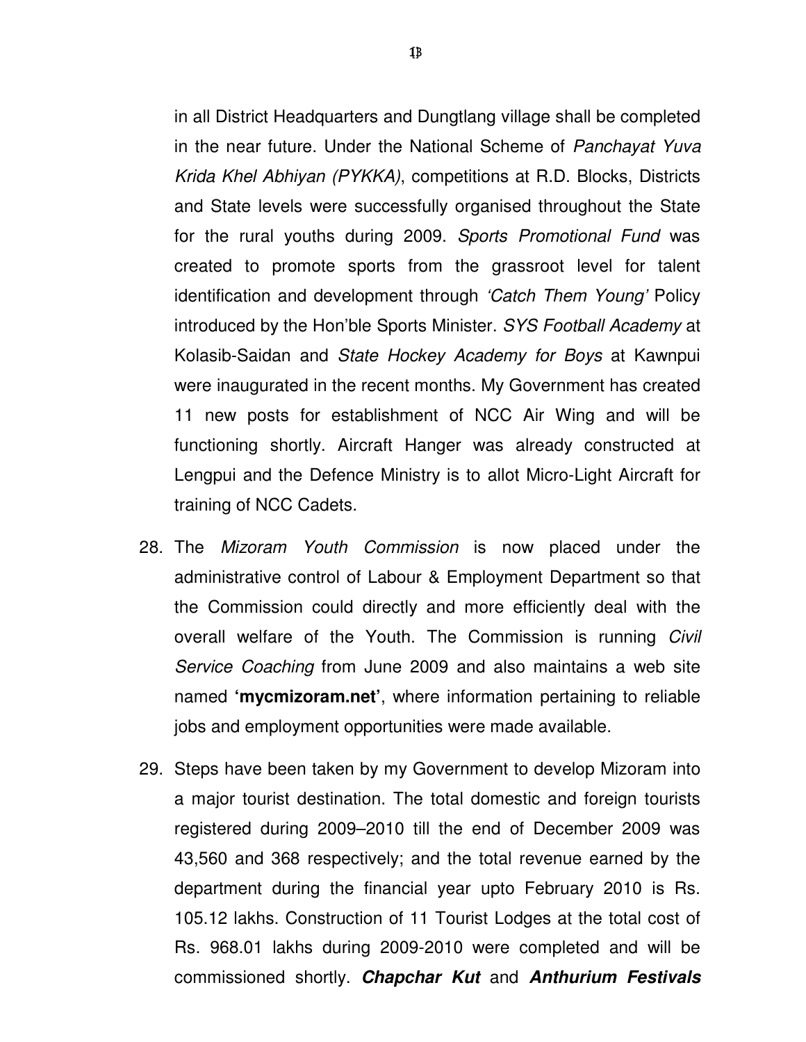in all District Headquarters and Dungtlang village shall be completed in the near future. Under the National Scheme of *Panchayat Yuva Krida Khel Abhiyan (PYKKA)*, competitions at R.D. Blocks, Districts and State levels were successfully organised throughout the State for the rural youths during 2009. *Sports Promotional Fund* was created to promote sports from the grassroot level for talent identification and development through *'Catch Them Young'* Policy introduced by the Hon'ble Sports Minister. *SYS Football Academy* at Kolasib-Saidan and *State Hockey Academy for Boys* at Kawnpui were inaugurated in the recent months. My Government has created 11 new posts for establishment of NCC Air Wing and will be functioning shortly. Aircraft Hanger was already constructed at Lengpui and the Defence Ministry is to allot Micro-Light Aircraft for training of NCC Cadets.

28. The *Mizoram Youth Commission* is now placed under the administrative control of Labour & Employment Department so that the Commission could directly and more efficiently deal with the overall welfare of the Youth. The Commission is running *Civil Service Coaching* from June 2009 and also maintains a web site named **'mycmizoram.net'**, where information pertaining to reliable jobs and employment opportunities were made available.

29. Steps have been taken by my Government to develop Mizoram into a major tourist destination. The total domestic and foreign tourists registered during 2009–2010 till the end of December 2009 was 43,560 and 368 respectively; and the total revenue earned by the department during the financial year upto February 2010 is Rs. 105.12 lakhs. Construction of 11 Tourist Lodges at the total cost of Rs. 968.01 lakhs during 2009-2010 were completed and will be commissioned shortly. ***Chapchar Kut*** and ***Anthurium Festivals***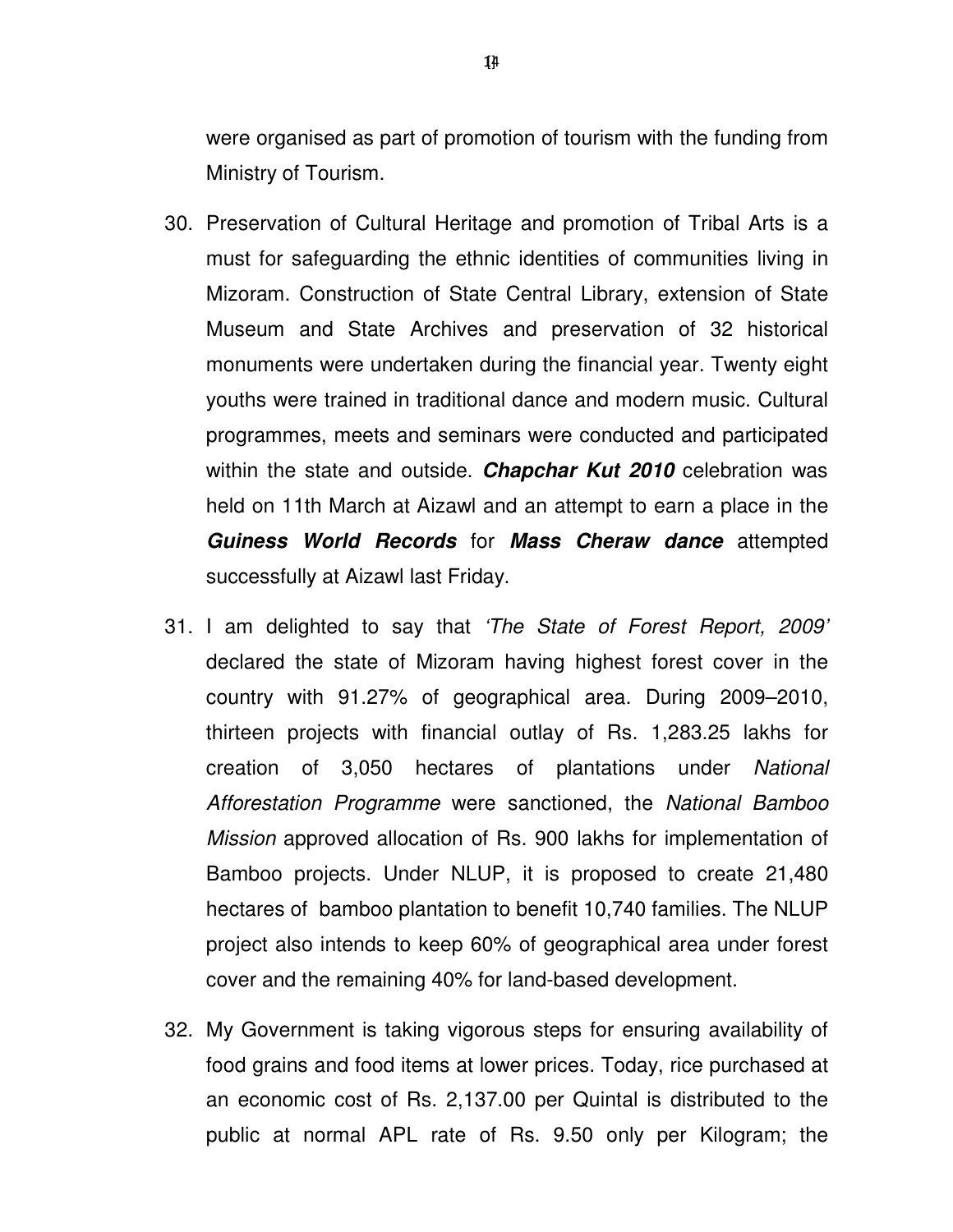were organised as part of promotion of tourism with the funding from Ministry of Tourism.

30. Preservation of Cultural Heritage and promotion of Tribal Arts is a must for safeguarding the ethnic identities of communities living in Mizoram. Construction of State Central Library, extension of State Museum and State Archives and preservation of 32 historical monuments were undertaken during the financial year. Twenty eight youths were trained in traditional dance and modern music. Cultural programmes, meets and seminars were conducted and participated within the state and outside. ***Chapchar Kut 2010*** celebration was held on 11th March at Aizawl and an attempt to earn a place in the ***Guiness World Records*** for ***Mass Cheraw dance*** attempted successfully at Aizawl last Friday.

31. I am delighted to say that *'The State of Forest Report, 2009'* declared the state of Mizoram having highest forest cover in the country with 91.27% of geographical area. During 2009–2010, thirteen projects with financial outlay of Rs. 1,283.25 lakhs for creation of 3,050 hectares of plantations under *National Afforestation Programme* were sanctioned, the *National Bamboo Mission* approved allocation of Rs. 900 lakhs for implementation of Bamboo projects. Under NLUP, it is proposed to create 21,480 hectares of bamboo plantation to benefit 10,740 families. The NLUP project also intends to keep 60% of geographical area under forest cover and the remaining 40% for land-based development.

32. My Government is taking vigorous steps for ensuring availability of food grains and food items at lower prices. Today, rice purchased at an economic cost of Rs. 2,137.00 per Quintal is distributed to the public at normal APL rate of Rs. 9.50 only per Kilogram; the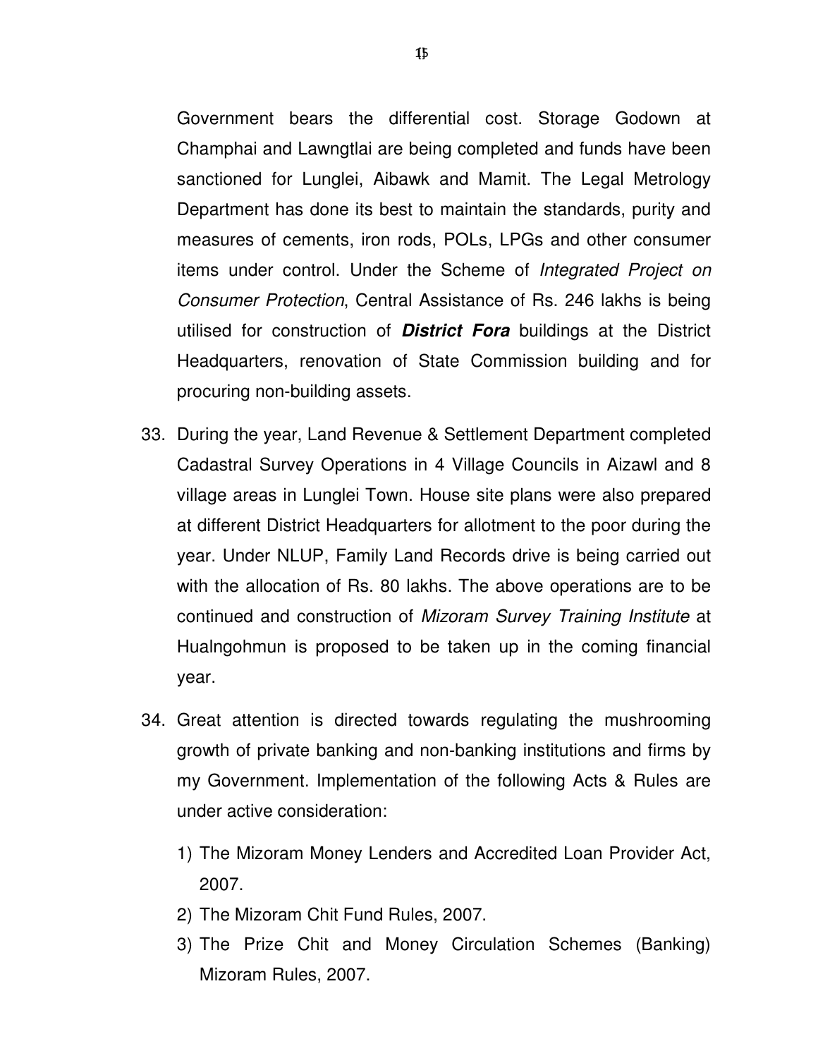Government bears the differential cost. Storage Godown at Champhai and Lawngtlai are being completed and funds have been sanctioned for Lunglei, Aibawk and Mamit. The Legal Metrology Department has done its best to maintain the standards, purity and measures of cements, iron rods, POLs, LPGs and other consumer items under control. Under the Scheme of *Integrated Project on Consumer Protection*, Central Assistance of Rs. 246 lakhs is being utilised for construction of ***District Fora*** buildings at the District Headquarters, renovation of State Commission building and for procuring non-building assets.

33. During the year, Land Revenue & Settlement Department completed Cadastral Survey Operations in 4 Village Councils in Aizawl and 8 village areas in Lunglei Town. House site plans were also prepared at different District Headquarters for allotment to the poor during the year. Under NLUP, Family Land Records drive is being carried out with the allocation of Rs. 80 lakhs. The above operations are to be continued and construction of *Mizoram Survey Training Institute* at Hualngohmun is proposed to be taken up in the coming financial year.

34. Great attention is directed towards regulating the mushrooming growth of private banking and non-banking institutions and firms by my Government. Implementation of the following Acts & Rules are under active consideration:

    1) The Mizoram Money Lenders and Accredited Loan Provider Act, 2007.
    2) The Mizoram Chit Fund Rules, 2007.
    3) The Prize Chit and Money Circulation Schemes (Banking) Mizoram Rules, 2007.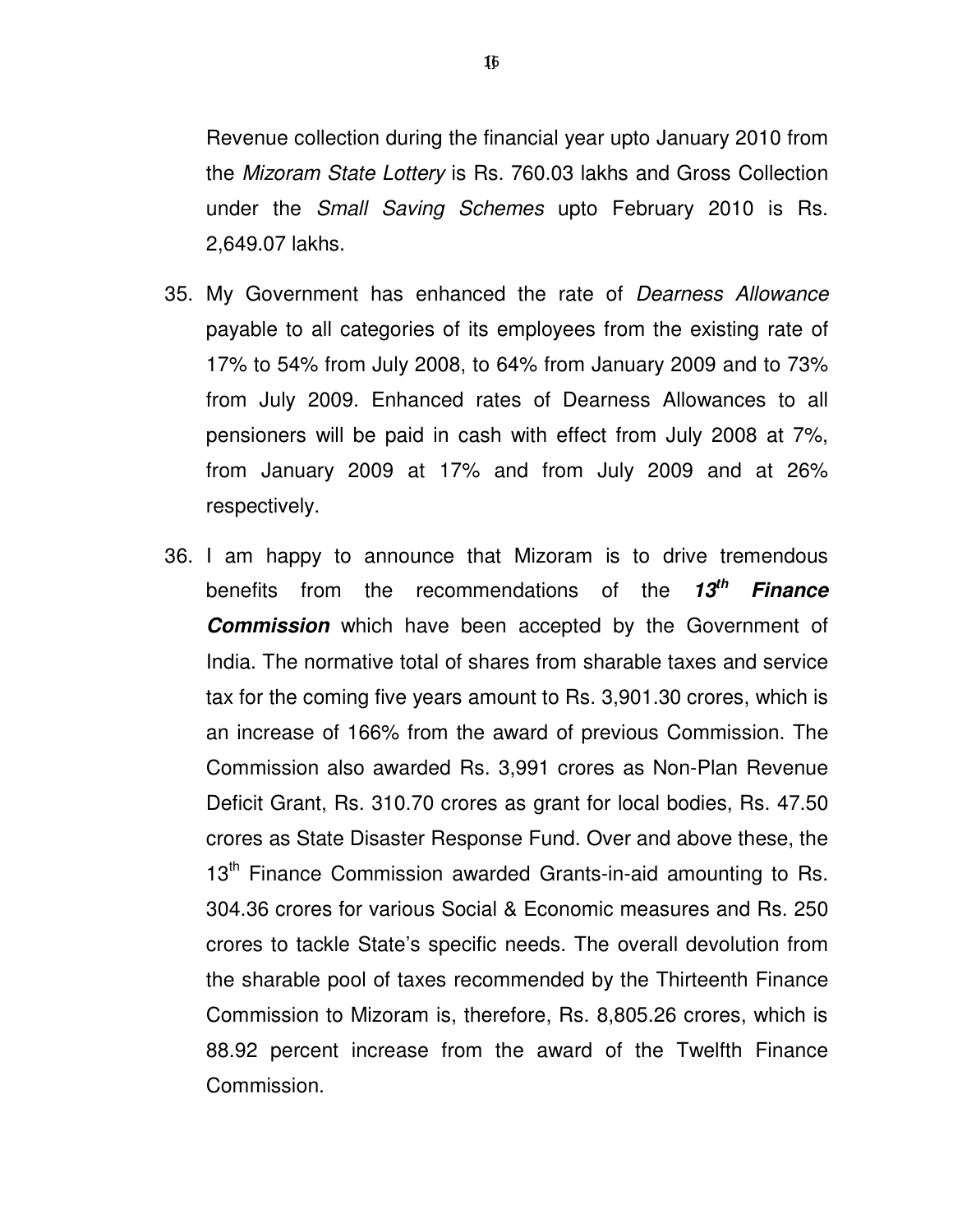Revenue collection during the financial year upto January 2010 from the *Mizoram State Lottery* is Rs. 760.03 lakhs and Gross Collection under the *Small Saving Schemes* upto February 2010 is Rs. 2,649.07 lakhs.

35. My Government has enhanced the rate of *Dearness Allowance* payable to all categories of its employees from the existing rate of 17% to 54% from July 2008, to 64% from January 2009 and to 73% from July 2009. Enhanced rates of Dearness Allowances to all pensioners will be paid in cash with effect from July 2008 at 7%, from January 2009 at 17% and from July 2009 and at 26% respectively.

36. I am happy to announce that Mizoram is to drive tremendous benefits from the recommendations of the ***13th Finance Commission*** which have been accepted by the Government of India. The normative total of shares from sharable taxes and service tax for the coming five years amount to Rs. 3,901.30 crores, which is an increase of 166% from the award of previous Commission. The Commission also awarded Rs. 3,991 crores as Non-Plan Revenue Deficit Grant, Rs. 310.70 crores as grant for local bodies, Rs. 47.50 crores as State Disaster Response Fund. Over and above these, the 13th Finance Commission awarded Grants-in-aid amounting to Rs. 304.36 crores for various Social & Economic measures and Rs. 250 crores to tackle State's specific needs. The overall devolution from the sharable pool of taxes recommended by the Thirteenth Finance Commission to Mizoram is, therefore, Rs. 8,805.26 crores, which is 88.92 percent increase from the award of the Twelfth Finance Commission.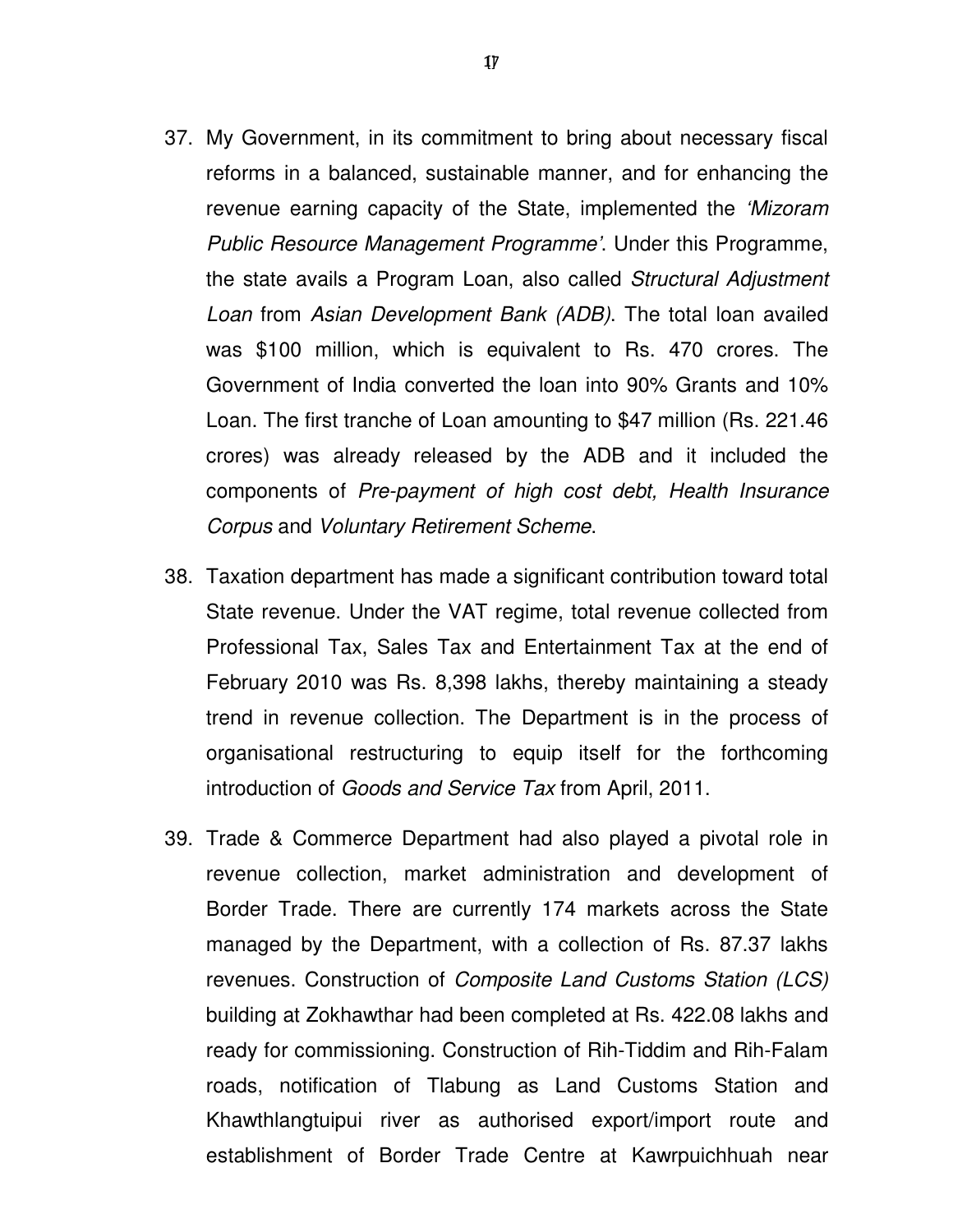37. My Government, in its commitment to bring about necessary fiscal reforms in a balanced, sustainable manner, and for enhancing the revenue earning capacity of the State, implemented the *'Mizoram Public Resource Management Programme'*. Under this Programme, the state avails a Program Loan, also called *Structural Adjustment Loan* from *Asian Development Bank (ADB)*. The total loan availed was $100 million, which is equivalent to Rs. 470 crores. The Government of India converted the loan into 90% Grants and 10% Loan. The first tranche of Loan amounting to $47 million (Rs. 221.46 crores) was already released by the ADB and it included the components of *Pre-payment of high cost debt, Health Insurance Corpus* and *Voluntary Retirement Scheme*.

38. Taxation department has made a significant contribution toward total State revenue. Under the VAT regime, total revenue collected from Professional Tax, Sales Tax and Entertainment Tax at the end of February 2010 was Rs. 8,398 lakhs, thereby maintaining a steady trend in revenue collection. The Department is in the process of organisational restructuring to equip itself for the forthcoming introduction of *Goods and Service Tax* from April, 2011.

39. Trade & Commerce Department had also played a pivotal role in revenue collection, market administration and development of Border Trade. There are currently 174 markets across the State managed by the Department, with a collection of Rs. 87.37 lakhs revenues. Construction of *Composite Land Customs Station (LCS)* building at Zokhawthar had been completed at Rs. 422.08 lakhs and ready for commissioning. Construction of Rih-Tiddim and Rih-Falam roads, notification of Tlabung as Land Customs Station and Khawthlangtuipui river as authorised export/import route and establishment of Border Trade Centre at Kawrpuichhuah near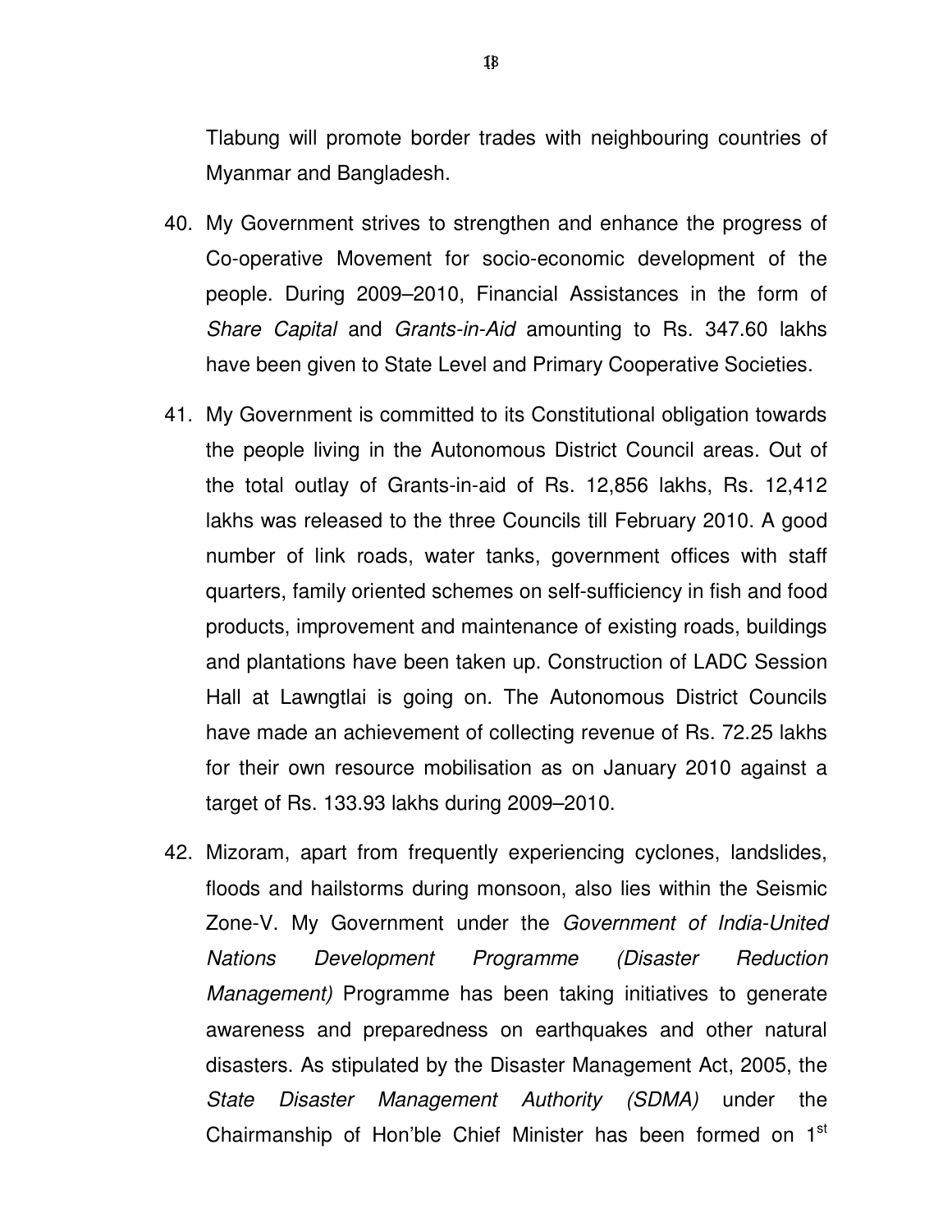Tlabung will promote border trades with neighbouring countries of Myanmar and Bangladesh.

40. My Government strives to strengthen and enhance the progress of Co-operative Movement for socio-economic development of the people. During 2009–2010, Financial Assistances in the form of *Share Capital* and *Grants-in-Aid* amounting to Rs. 347.60 lakhs have been given to State Level and Primary Cooperative Societies.

41. My Government is committed to its Constitutional obligation towards the people living in the Autonomous District Council areas. Out of the total outlay of Grants-in-aid of Rs. 12,856 lakhs, Rs. 12,412 lakhs was released to the three Councils till February 2010. A good number of link roads, water tanks, government offices with staff quarters, family oriented schemes on self-sufficiency in fish and food products, improvement and maintenance of existing roads, buildings and plantations have been taken up. Construction of LADC Session Hall at Lawngtlai is going on. The Autonomous District Councils have made an achievement of collecting revenue of Rs. 72.25 lakhs for their own resource mobilisation as on January 2010 against a target of Rs. 133.93 lakhs during 2009–2010.

42. Mizoram, apart from frequently experiencing cyclones, landslides, floods and hailstorms during monsoon, also lies within the Seismic Zone-V. My Government under the *Government of India-United Nations Development Programme (Disaster Reduction Management)* Programme has been taking initiatives to generate awareness and preparedness on earthquakes and other natural disasters. As stipulated by the Disaster Management Act, 2005, the *State Disaster Management Authority (SDMA)* under the Chairmanship of Hon'ble Chief Minister has been formed on 1st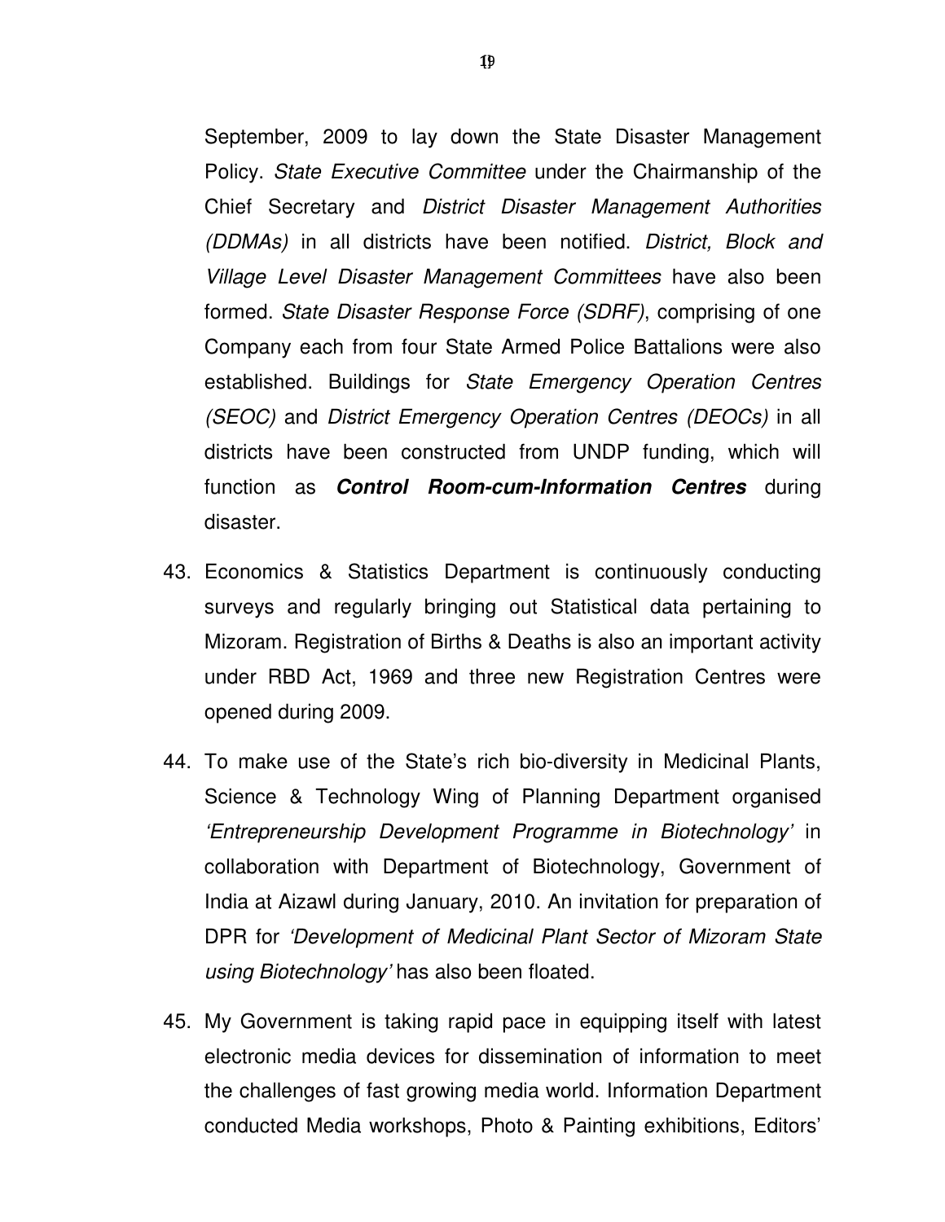September, 2009 to lay down the State Disaster Management Policy. *State Executive Committee* under the Chairmanship of the Chief Secretary and *District Disaster Management Authorities (DDMAs)* in all districts have been notified. *District, Block and Village Level Disaster Management Committees* have also been formed. *State Disaster Response Force (SDRF)*, comprising of one Company each from four State Armed Police Battalions were also established. Buildings for *State Emergency Operation Centres (SEOC)* and *District Emergency Operation Centres (DEOCs)* in all districts have been constructed from UNDP funding, which will function as ***Control Room-cum-Information Centres*** during disaster.

43. Economics & Statistics Department is continuously conducting surveys and regularly bringing out Statistical data pertaining to Mizoram. Registration of Births & Deaths is also an important activity under RBD Act, 1969 and three new Registration Centres were opened during 2009.

44. To make use of the State's rich bio-diversity in Medicinal Plants, Science & Technology Wing of Planning Department organised *'Entrepreneurship Development Programme in Biotechnology'* in collaboration with Department of Biotechnology, Government of India at Aizawl during January, 2010. An invitation for preparation of DPR for *'Development of Medicinal Plant Sector of Mizoram State using Biotechnology'* has also been floated.

45. My Government is taking rapid pace in equipping itself with latest electronic media devices for dissemination of information to meet the challenges of fast growing media world. Information Department conducted Media workshops, Photo & Painting exhibitions, Editors'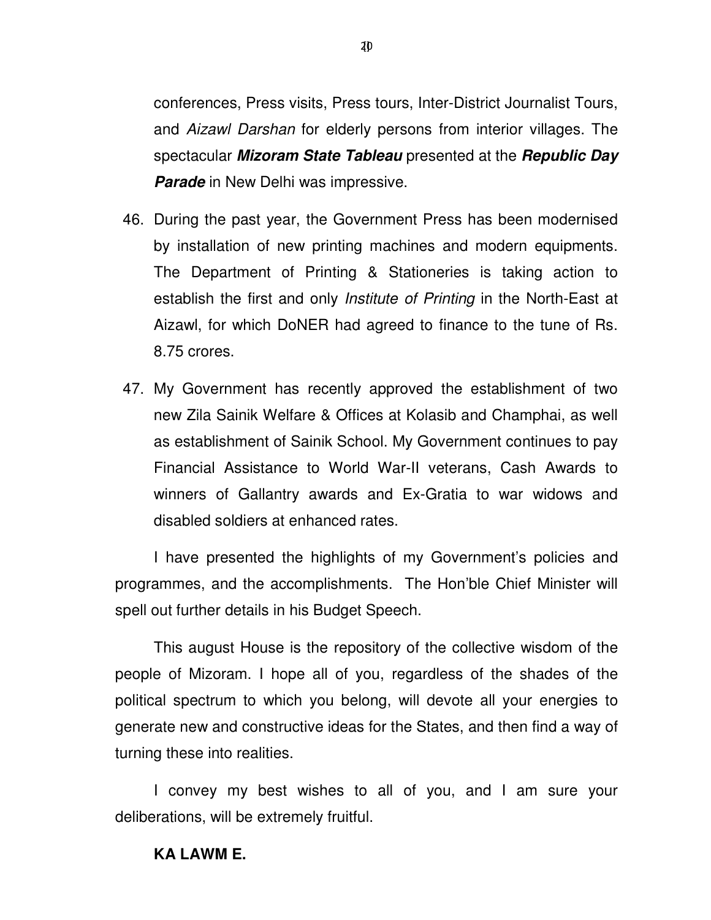conferences, Press visits, Press tours, Inter-District Journalist Tours, and *Aizawl Darshan* for elderly persons from interior villages. The spectacular ***Mizoram State Tableau*** presented at the ***Republic Day Parade*** in New Delhi was impressive.

46. During the past year, the Government Press has been modernised by installation of new printing machines and modern equipments. The Department of Printing & Stationeries is taking action to establish the first and only *Institute of Printing* in the North-East at Aizawl, for which DoNER had agreed to finance to the tune of Rs. 8.75 crores.

47. My Government has recently approved the establishment of two new Zila Sainik Welfare & Offices at Kolasib and Champhai, as well as establishment of Sainik School. My Government continues to pay Financial Assistance to World War-II veterans, Cash Awards to winners of Gallantry awards and Ex-Gratia to war widows and disabled soldiers at enhanced rates.

I have presented the highlights of my Government's policies and programmes, and the accomplishments. The Hon'ble Chief Minister will spell out further details in his Budget Speech.

This august House is the repository of the collective wisdom of the people of Mizoram. I hope all of you, regardless of the shades of the political spectrum to which you belong, will devote all your energies to generate new and constructive ideas for the States, and then find a way of turning these into realities.

I convey my best wishes to all of you, and I am sure your deliberations, will be extremely fruitful.

**KA LAWM E.**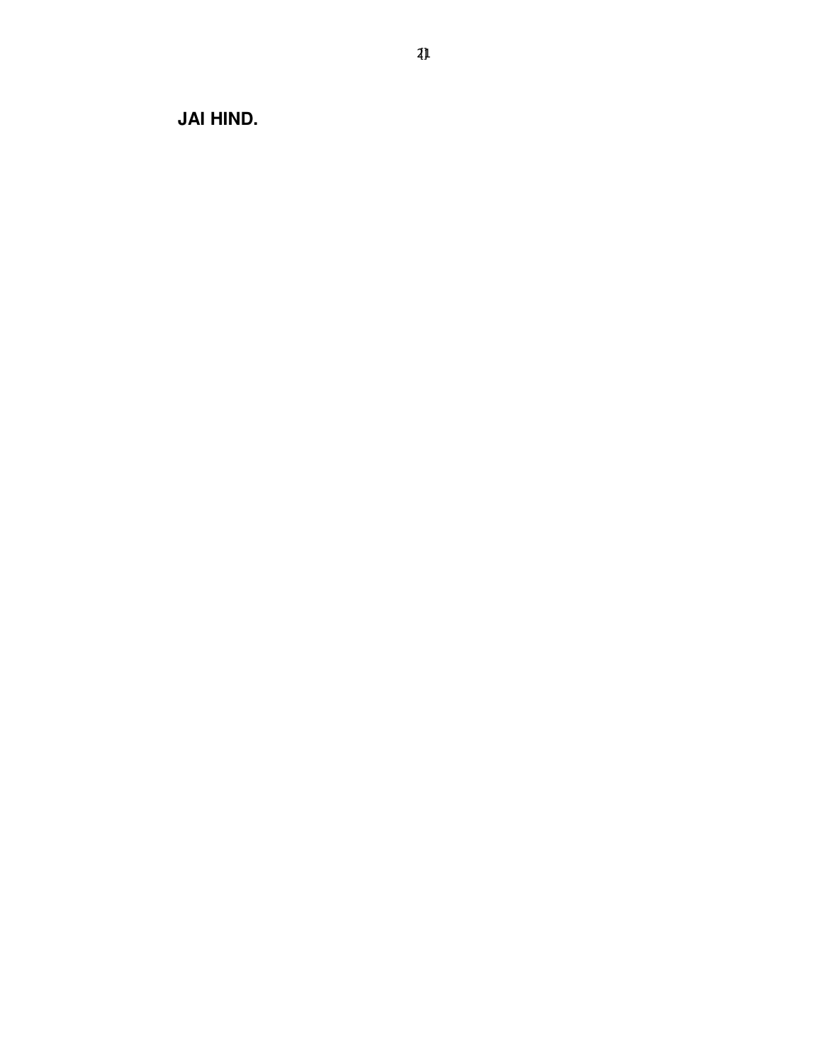**JAI HIND.**